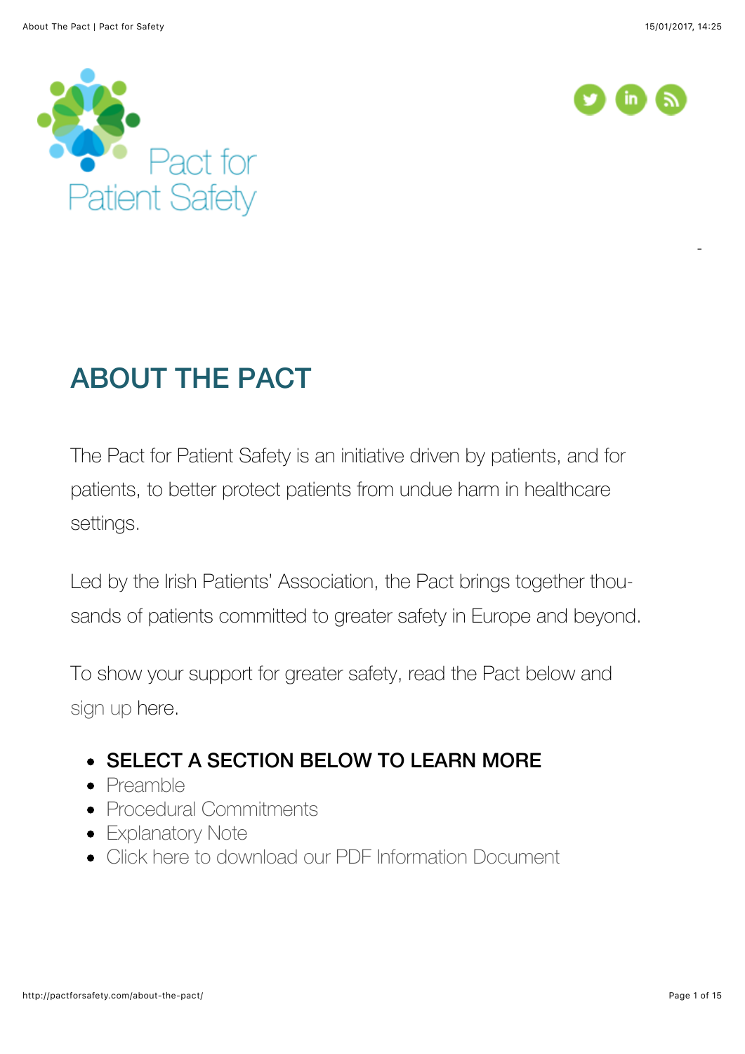Pact for Patient Safety

# ABOUT THE PACT

The Pact for Patient Safety is an initiative driven by patients, and for patients, to better protect patients from undue harm in healthcare settings.

Led by the Irish Patients' Association, the Pact brings together thousands of patients committed to greater safety in Europe and beyond.

To show your support for greater safety, read the Pact below and sign up here.

- **SELECT A SECTION BELOW TO LEARN MORE**
- Preamble
- Procedural Commitments
- Explanatory Note
- Click here to download our PDF Information Document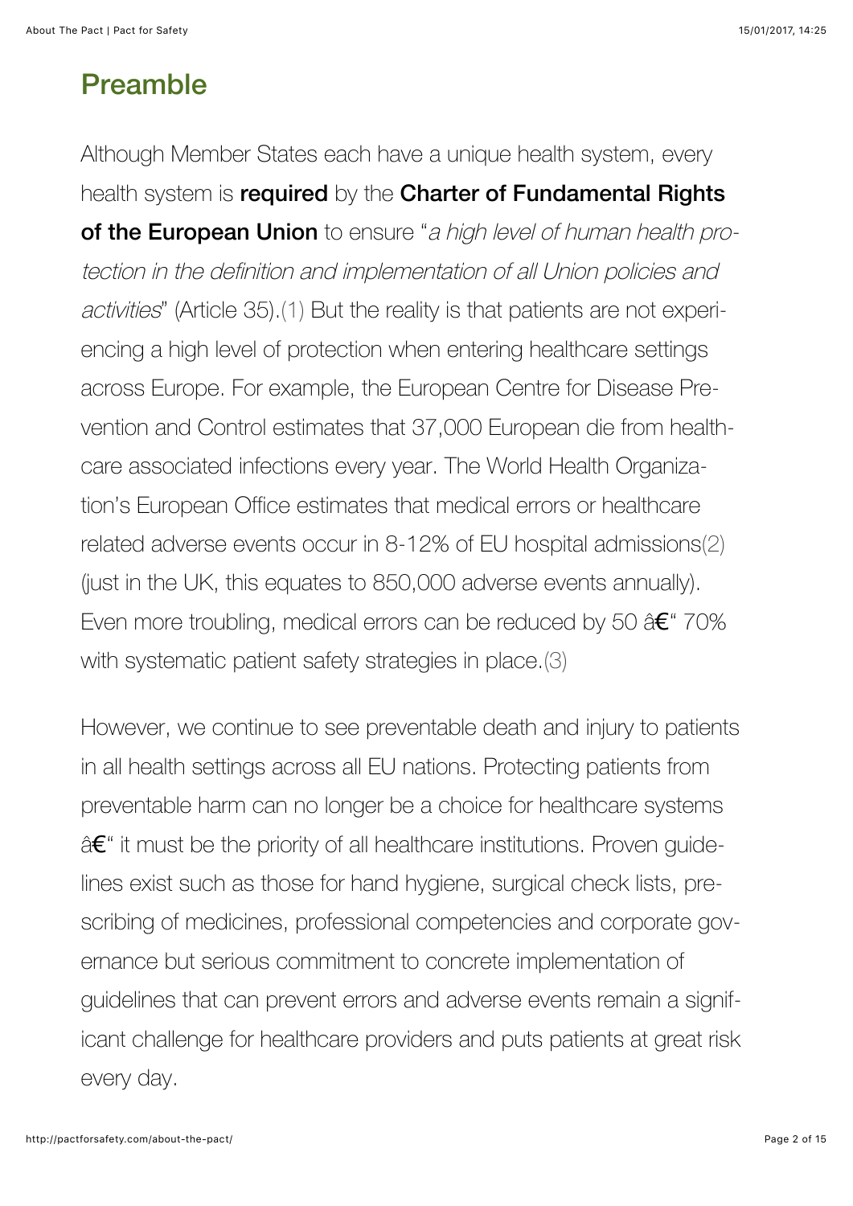## Preamble

Although Member States each have a unique health system, every health system is **required** by the **Charter of Fundamental Rights of the European Union** to ensure "*a high level of human health protection in the definition and implementation of all Union policies and activities*" (Article 35).(1) But the reality is that patients are not experiencing a high level of protection when entering healthcare settings across Europe. For example, the European Centre for Disease Prevention and Control estimates that 37,000 European die from healthcare associated infections every year. The World Health Organization's European Office estimates that medical errors or healthcare related adverse events occur in 8-12% of EU hospital admissions(2) (just in the UK, this equates to 850,000 adverse events annually). Even more troubling, medical errors can be reduced by 50 â€" 70% with systematic patient safety strategies in place.(3)

However, we continue to see preventable death and injury to patients in all health settings across all EU nations. Protecting patients from preventable harm can no longer be a choice for healthcare systems â€" it must be the priority of all healthcare institutions. Proven guidelines exist such as those for hand hygiene, surgical check lists, prescribing of medicines, professional competencies and corporate governance but serious commitment to concrete implementation of guidelines that can prevent errors and adverse events remain a significant challenge for healthcare providers and puts patients at great risk every day.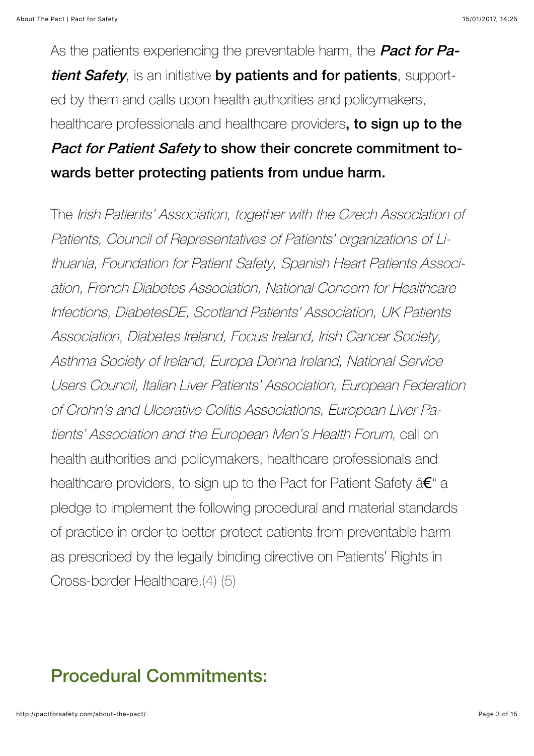As the patients experiencing the preventable harm, the ***Pact for Patient Safety***, is an initiative **by patients and for patients**, supported by them and calls upon health authorities and policymakers, healthcare professionals and healthcare providers**, to sign up to the *Pact for Patient Safety* to show their concrete commitment towards better protecting patients from undue harm.**

The *Irish Patients' Association, together with the Czech Association of Patients, Council of Representatives of Patients' organizations of Lithuania, Foundation for Patient Safety, Spanish Heart Patients Association, French Diabetes Association, National Concern for Healthcare Infections, DiabetesDE, Scotland Patients' Association, UK Patients Association, Diabetes Ireland, Focus Ireland, Irish Cancer Society, Asthma Society of Ireland, Europa Donna Ireland, National Service Users Council, Italian Liver Patients' Association, European Federation of Crohn's and Ulcerative Colitis Associations, European Liver Patients' Association and the European Men's Health Forum*, call on health authorities and policymakers, healthcare professionals and healthcare providers, to sign up to the Pact for Patient Safety â€" a pledge to implement the following procedural and material standards of practice in order to better protect patients from preventable harm as prescribed by the legally binding directive on Patients' Rights in Cross-border Healthcare.(4) (5)

## Procedural Commitments: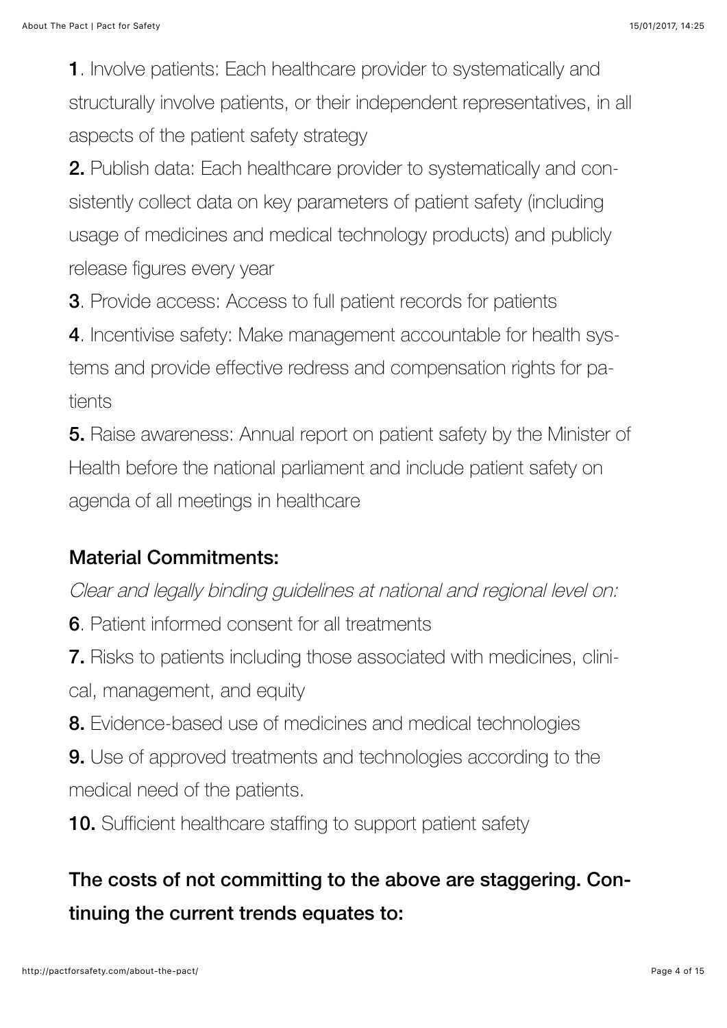**1**. Involve patients: Each healthcare provider to systematically and structurally involve patients, or their independent representatives, in all aspects of the patient safety strategy

**2.** Publish data: Each healthcare provider to systematically and consistently collect data on key parameters of patient safety (including usage of medicines and medical technology products) and publicly release figures every year

**3**. Provide access: Access to full patient records for patients

**4**. Incentivise safety: Make management accountable for health systems and provide effective redress and compensation rights for patients

**5.** Raise awareness: Annual report on patient safety by the Minister of Health before the national parliament and include patient safety on agenda of all meetings in healthcare

### Material Commitments:

*Clear and legally binding guidelines at national and regional level on:*

**6**. Patient informed consent for all treatments

**7.** Risks to patients including those associated with medicines, clinical, management, and equity

**8.** Evidence-based use of medicines and medical technologies

**9.** Use of approved treatments and technologies according to the medical need of the patients.

**10.** Sufficient healthcare staffing to support patient safety

### The costs of not committing to the above are staggering. Continuing the current trends equates to: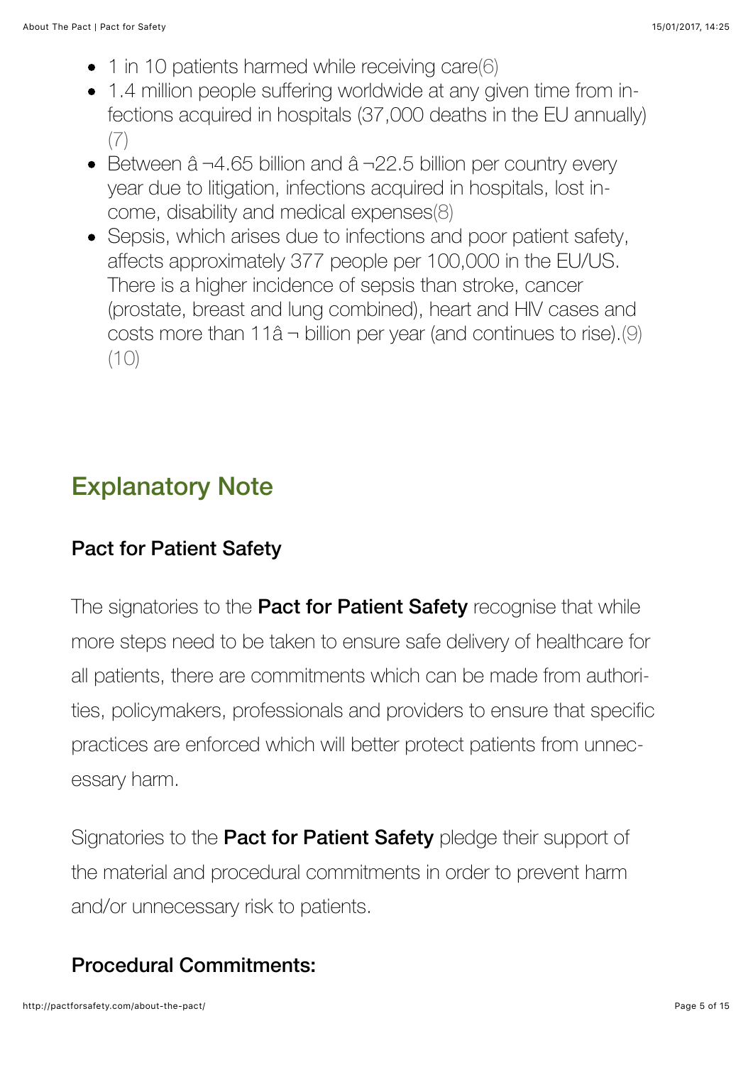- 1 in 10 patients harmed while receiving care(6)
- 1.4 million people suffering worldwide at any given time from infections acquired in hospitals (37,000 deaths in the EU annually) (7)
- Between â ¬4.65 billion and â ¬22.5 billion per country every year due to litigation, infections acquired in hospitals, lost income, disability and medical expenses(8)
- Sepsis, which arises due to infections and poor patient safety, affects approximately 377 people per 100,000 in the EU/US. There is a higher incidence of sepsis than stroke, cancer (prostate, breast and lung combined), heart and HIV cases and costs more than 11â ¬ billion per year (and continues to rise).(9) (10)

## Explanatory Note

### Pact for Patient Safety

The signatories to the **Pact for Patient Safety** recognise that while more steps need to be taken to ensure safe delivery of healthcare for all patients, there are commitments which can be made from authorities, policymakers, professionals and providers to ensure that specific practices are enforced which will better protect patients from unnecessary harm.

Signatories to the **Pact for Patient Safety** pledge their support of the material and procedural commitments in order to prevent harm and/or unnecessary risk to patients.

### Procedural Commitments: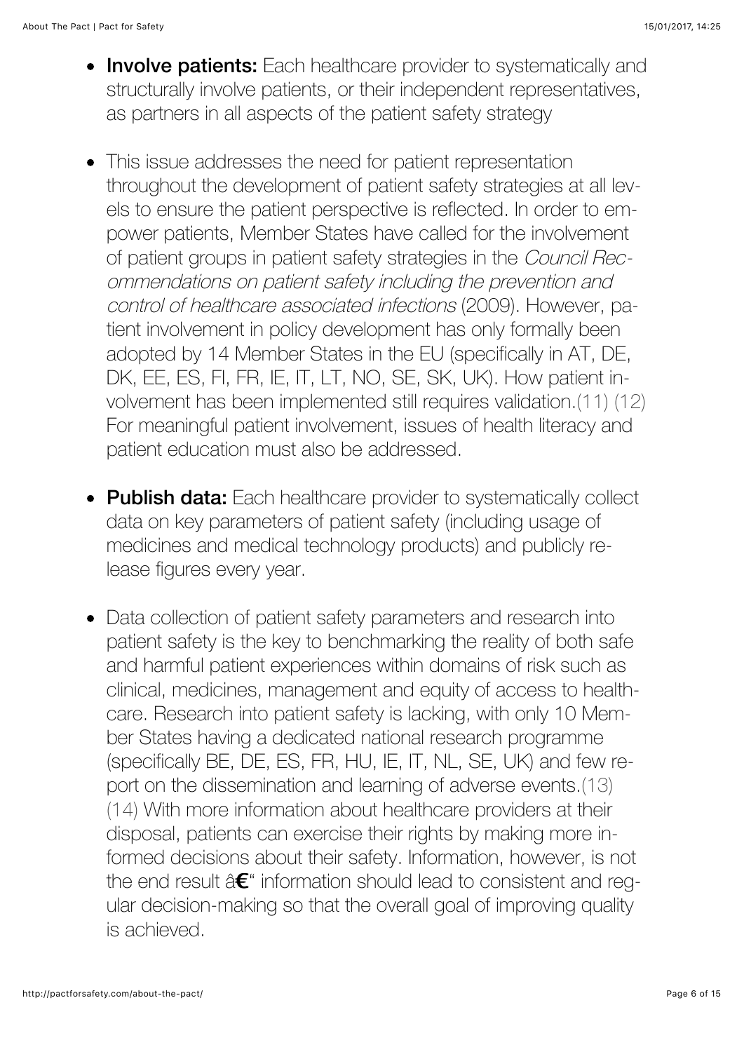- **Involve patients:** Each healthcare provider to systematically and structurally involve patients, or their independent representatives, as partners in all aspects of the patient safety strategy

- This issue addresses the need for patient representation throughout the development of patient safety strategies at all levels to ensure the patient perspective is reflected. In order to empower patients, Member States have called for the involvement of patient groups in patient safety strategies in the *Council Recommendations on patient safety including the prevention and control of healthcare associated infections* (2009). However, patient involvement in policy development has only formally been adopted by 14 Member States in the EU (specifically in AT, DE, DK, EE, ES, FI, FR, IE, IT, LT, NO, SE, SK, UK). How patient involvement has been implemented still requires validation.(11) (12) For meaningful patient involvement, issues of health literacy and patient education must also be addressed.

- **Publish data:** Each healthcare provider to systematically collect data on key parameters of patient safety (including usage of medicines and medical technology products) and publicly release figures every year.

- Data collection of patient safety parameters and research into patient safety is the key to benchmarking the reality of both safe and harmful patient experiences within domains of risk such as clinical, medicines, management and equity of access to healthcare. Research into patient safety is lacking, with only 10 Member States having a dedicated national research programme (specifically BE, DE, ES, FR, HU, IE, IT, NL, SE, UK) and few report on the dissemination and learning of adverse events.(13) (14) With more information about healthcare providers at their disposal, patients can exercise their rights by making more informed decisions about their safety. Information, however, is not the end result â€“ information should lead to consistent and regular decision-making so that the overall goal of improving quality is achieved.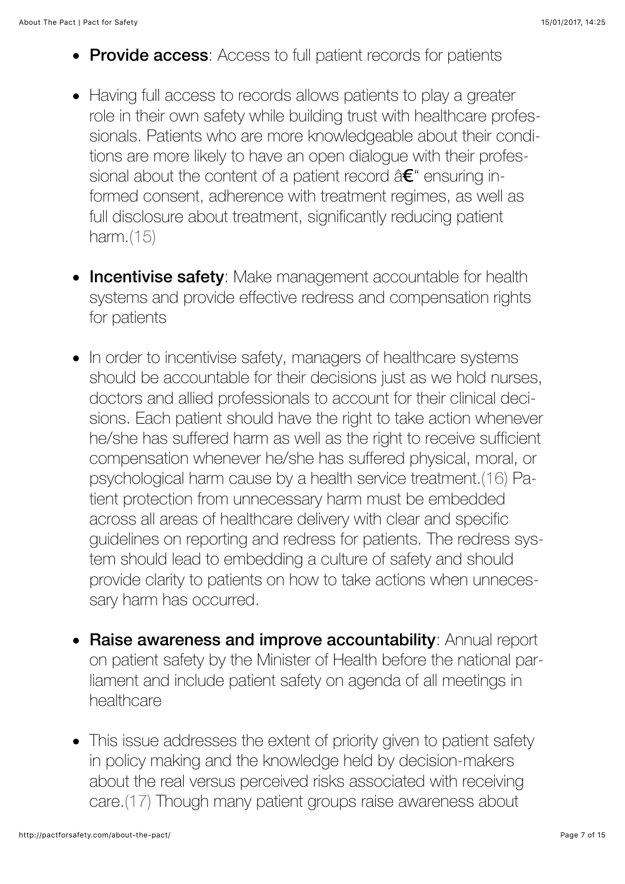- **Provide access**: Access to full patient records for patients
- Having full access to records allows patients to play a greater role in their own safety while building trust with healthcare professionals. Patients who are more knowledgeable about their conditions are more likely to have an open dialogue with their professional about the content of a patient record â€" ensuring informed consent, adherence with treatment regimes, as well as full disclosure about treatment, significantly reducing patient harm.(15)
- **Incentivise safety**: Make management accountable for health systems and provide effective redress and compensation rights for patients
- In order to incentivise safety, managers of healthcare systems should be accountable for their decisions just as we hold nurses, doctors and allied professionals to account for their clinical decisions. Each patient should have the right to take action whenever he/she has suffered harm as well as the right to receive sufficient compensation whenever he/she has suffered physical, moral, or psychological harm cause by a health service treatment.(16) Patient protection from unnecessary harm must be embedded across all areas of healthcare delivery with clear and specific guidelines on reporting and redress for patients. The redress system should lead to embedding a culture of safety and should provide clarity to patients on how to take actions when unnecessary harm has occurred.
- **Raise awareness and improve accountability**: Annual report on patient safety by the Minister of Health before the national parliament and include patient safety on agenda of all meetings in healthcare
- This issue addresses the extent of priority given to patient safety in policy making and the knowledge held by decision-makers about the real versus perceived risks associated with receiving care.(17) Though many patient groups raise awareness about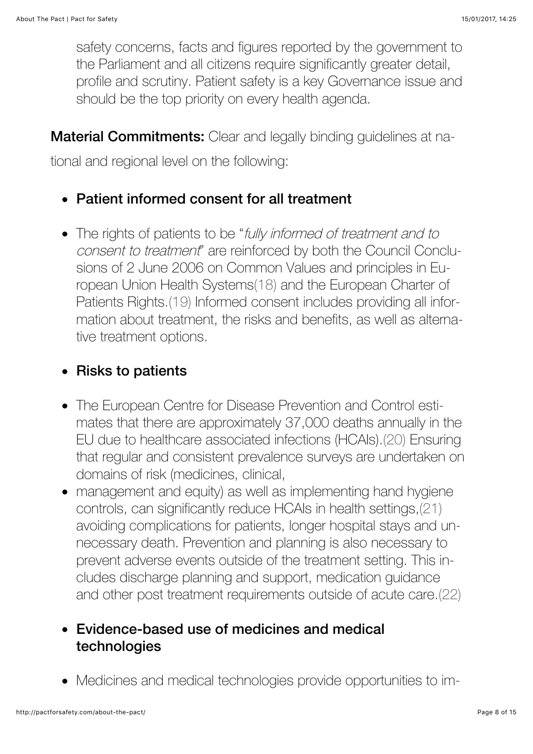safety concerns, facts and figures reported by the government to the Parliament and all citizens require significantly greater detail, profile and scrutiny. Patient safety is a key Governance issue and should be the top priority on every health agenda.

**Material Commitments:** Clear and legally binding guidelines at national and regional level on the following:

- **Patient informed consent for all treatment**
- The rights of patients to be "*fully informed of treatment and to consent to treatment*" are reinforced by both the Council Conclusions of 2 June 2006 on Common Values and principles in European Union Health Systems(18) and the European Charter of Patients Rights.(19) Informed consent includes providing all information about treatment, the risks and benefits, as well as alternative treatment options.

- **Risks to patients**
- The European Centre for Disease Prevention and Control estimates that there are approximately 37,000 deaths annually in the EU due to healthcare associated infections (HCAIs).(20) Ensuring that regular and consistent prevalence surveys are undertaken on domains of risk (medicines, clinical,
- management and equity) as well as implementing hand hygiene controls, can significantly reduce HCAIs in health settings,(21) avoiding complications for patients, longer hospital stays and unnecessary death. Prevention and planning is also necessary to prevent adverse events outside of the treatment setting. This includes discharge planning and support, medication guidance and other post treatment requirements outside of acute care.(22)

- **Evidence-based use of medicines and medical technologies**
- Medicines and medical technologies provide opportunities to im-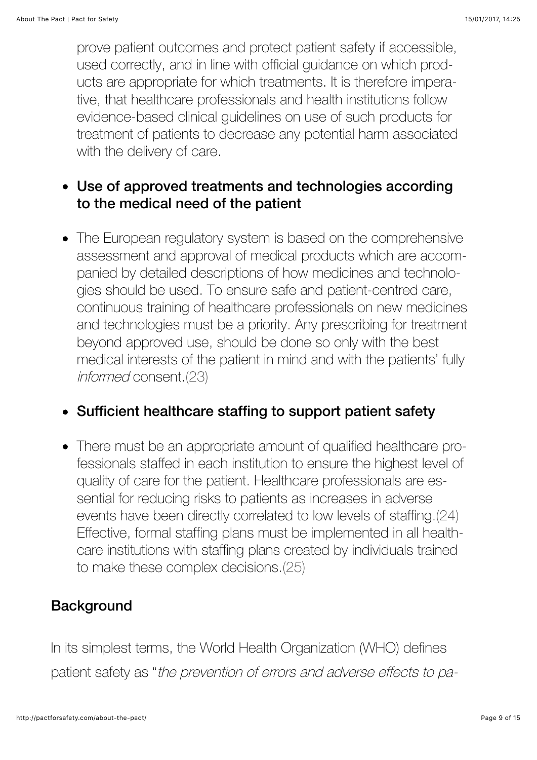prove patient outcomes and protect patient safety if accessible, used correctly, and in line with official guidance on which products are appropriate for which treatments. It is therefore imperative, that healthcare professionals and health institutions follow evidence-based clinical guidelines on use of such products for treatment of patients to decrease any potential harm associated with the delivery of care.

- **Use of approved treatments and technologies according to the medical need of the patient**
- The European regulatory system is based on the comprehensive assessment and approval of medical products which are accompanied by detailed descriptions of how medicines and technologies should be used. To ensure safe and patient-centred care, continuous training of healthcare professionals on new medicines and technologies must be a priority. Any prescribing for treatment beyond approved use, should be done so only with the best medical interests of the patient in mind and with the patients' fully *informed* consent.(23)
- **Sufficient healthcare staffing to support patient safety**
- There must be an appropriate amount of qualified healthcare professionals staffed in each institution to ensure the highest level of quality of care for the patient. Healthcare professionals are essential for reducing risks to patients as increases in adverse events have been directly correlated to low levels of staffing.(24) Effective, formal staffing plans must be implemented in all healthcare institutions with staffing plans created by individuals trained to make these complex decisions.(25)

## Background

In its simplest terms, the World Health Organization (WHO) defines patient safety as "*the prevention of errors and adverse effects to pa-*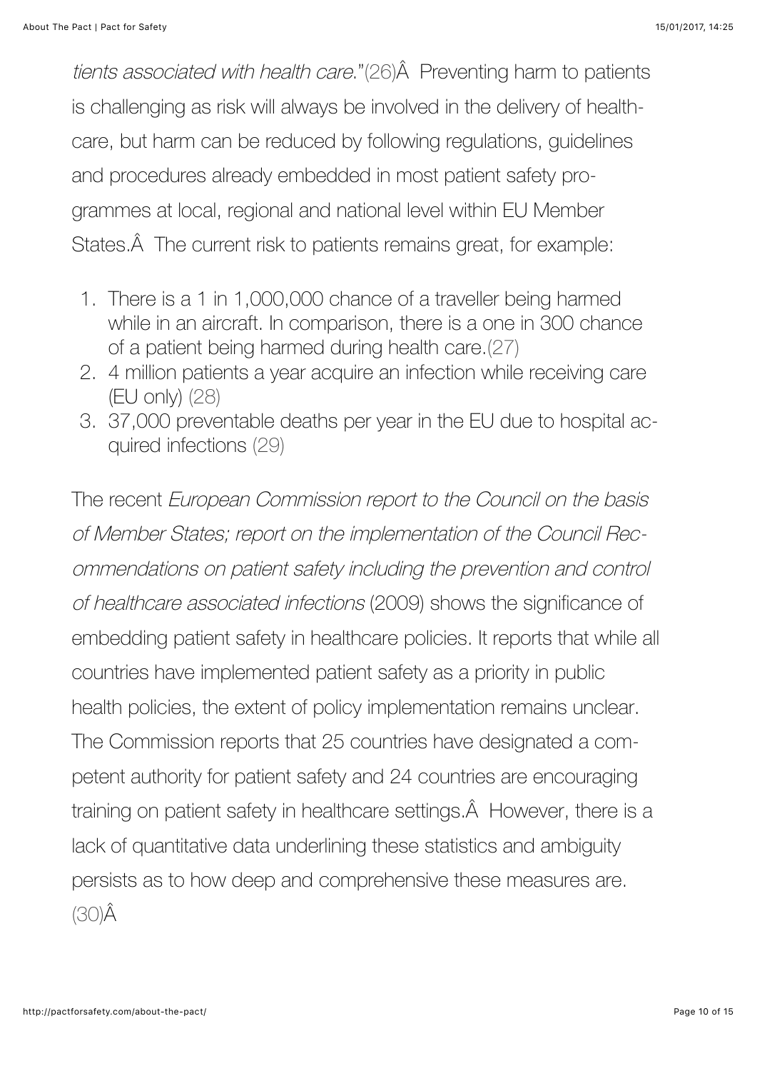*tients associated with health care*."(26)Â  Preventing harm to patients is challenging as risk will always be involved in the delivery of healthcare, but harm can be reduced by following regulations, guidelines and procedures already embedded in most patient safety programmes at local, regional and national level within EU Member States.Â  The current risk to patients remains great, for example:

1. There is a 1 in 1,000,000 chance of a traveller being harmed while in an aircraft. In comparison, there is a one in 300 chance of a patient being harmed during health care.(27)
2. 4 million patients a year acquire an infection while receiving care (EU only) (28)
3. 37,000 preventable deaths per year in the EU due to hospital acquired infections (29)

The recent *European Commission report to the Council on the basis of Member States; report on the implementation of the Council Recommendations on patient safety including the prevention and control of healthcare associated infections* (2009) shows the significance of embedding patient safety in healthcare policies. It reports that while all countries have implemented patient safety as a priority in public health policies, the extent of policy implementation remains unclear. The Commission reports that 25 countries have designated a competent authority for patient safety and 24 countries are encouraging training on patient safety in healthcare settings.Â  However, there is a lack of quantitative data underlining these statistics and ambiguity persists as to how deep and comprehensive these measures are. (30)Â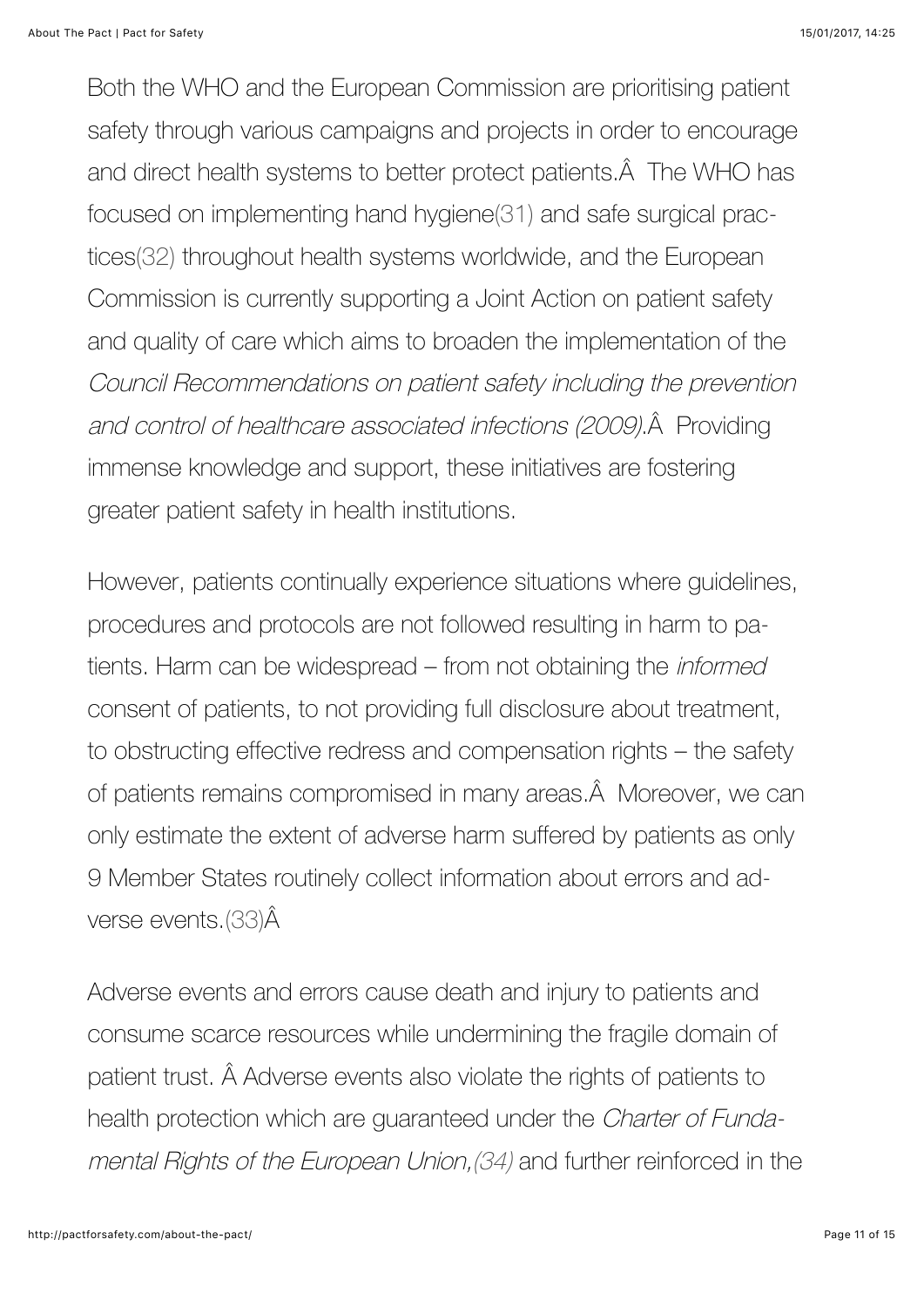Both the WHO and the European Commission are prioritising patient safety through various campaigns and projects in order to encourage and direct health systems to better protect patients.Â  The WHO has focused on implementing hand hygiene(31) and safe surgical practices(32) throughout health systems worldwide, and the European Commission is currently supporting a Joint Action on patient safety and quality of care which aims to broaden the implementation of the *Council Recommendations on patient safety including the prevention and control of healthcare associated infections (2009)*.Â  Providing immense knowledge and support, these initiatives are fostering greater patient safety in health institutions.

However, patients continually experience situations where guidelines, procedures and protocols are not followed resulting in harm to patients. Harm can be widespread – from not obtaining the *informed* consent of patients, to not providing full disclosure about treatment, to obstructing effective redress and compensation rights – the safety of patients remains compromised in many areas.Â  Moreover, we can only estimate the extent of adverse harm suffered by patients as only 9 Member States routinely collect information about errors and adverse events.(33)Â

Adverse events and errors cause death and injury to patients and consume scarce resources while undermining the fragile domain of patient trust. Â Adverse events also violate the rights of patients to health protection which are guaranteed under the *Charter of Fundamental Rights of the European Union,(34)* and further reinforced in the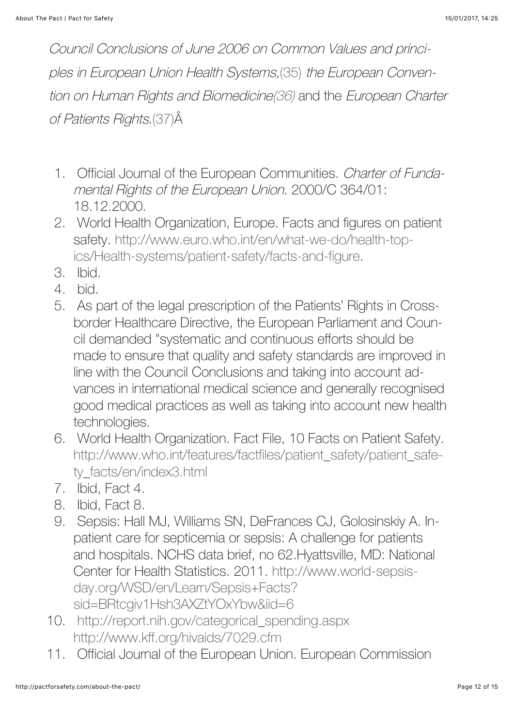*Council Conclusions of June 2006 on Common Values and principles in European Union Health Systems,*(35) *the European Convention on Human Rights and Biomedicine(36)* and the *European Charter of Patients Rights*.(37)Â

1. Official Journal of the European Communities. *Charter of Fundamental Rights of the European Union*. 2000/C 364/01: 18.12.2000.
2. World Health Organization, Europe. Facts and figures on patient safety. http://www.euro.who.int/en/what-we-do/health-topics/Health-systems/patient-safety/facts-and-figure.
3. Ibid.
4. bid.
5. As part of the legal prescription of the Patients' Rights in Cross-border Healthcare Directive, the European Parliament and Council demanded "systematic and continuous efforts should be made to ensure that quality and safety standards are improved in line with the Council Conclusions and taking into account advances in international medical science and generally recognised good medical practices as well as taking into account new health technologies.
6. World Health Organization. Fact File, 10 Facts on Patient Safety. http://www.who.int/features/factfiles/patient_safety/patient_safety_facts/en/index3.html
7. Ibid, Fact 4.
8. Ibid, Fact 8.
9. Sepsis: Hall MJ, Williams SN, DeFrances CJ, Golosinskiy A. Inpatient care for septicemia or sepsis: A challenge for patients and hospitals. NCHS data brief, no 62.Hyattsville, MD: National Center for Health Statistics. 2011. http://www.world-sepsis-day.org/WSD/en/Learn/Sepsis+Facts?sid=BRtcgiv1Hsh3AXZtYOxYbw&iid=6
10. http://report.nih.gov/categorical_spending.aspx http://www.kff.org/hivaids/7029.cfm
11. Official Journal of the European Union. European Commission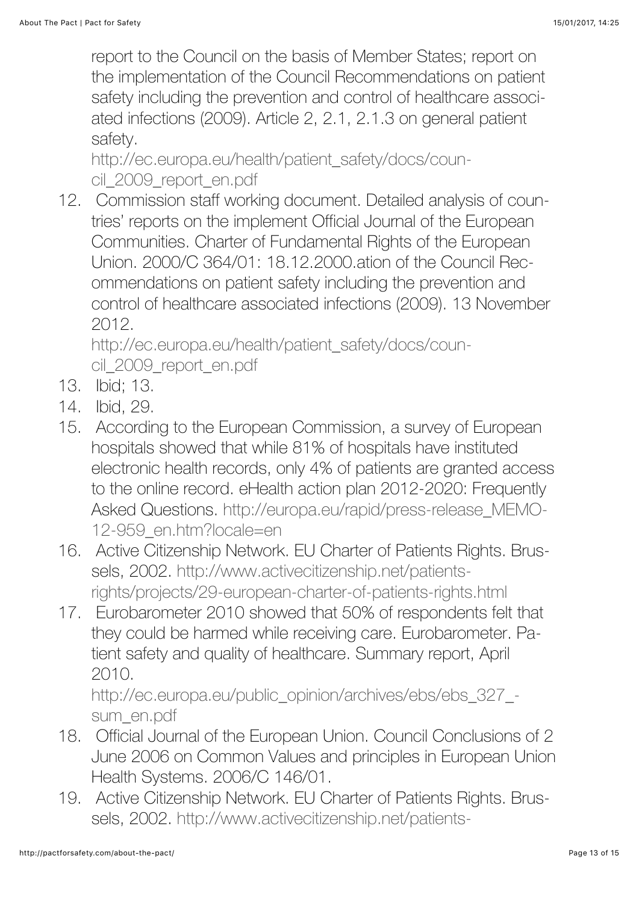report to the Council on the basis of Member States; report on the implementation of the Council Recommendations on patient safety including the prevention and control of healthcare associated infections (2009). Article 2, 2.1, 2.1.3 on general patient safety.
http://ec.europa.eu/health/patient_safety/docs/council_2009_report_en.pdf

12. Commission staff working document. Detailed analysis of countries' reports on the implement Official Journal of the European Communities. Charter of Fundamental Rights of the European Union. 2000/C 364/01: 18.12.2000.ation of the Council Recommendations on patient safety including the prevention and control of healthcare associated infections (2009). 13 November 2012.
http://ec.europa.eu/health/patient_safety/docs/council_2009_report_en.pdf
13. Ibid; 13.
14. Ibid, 29.
15. According to the European Commission, a survey of European hospitals showed that while 81% of hospitals have instituted electronic health records, only 4% of patients are granted access to the online record. eHealth action plan 2012-2020: Frequently Asked Questions. http://europa.eu/rapid/press-release_MEMO-12-959_en.htm?locale=en
16. Active Citizenship Network. EU Charter of Patients Rights. Brussels, 2002. http://www.activecitizenship.net/patients-rights/projects/29-european-charter-of-patients-rights.html
17. Eurobarometer 2010 showed that 50% of respondents felt that they could be harmed while receiving care. Eurobarometer. Patient safety and quality of healthcare. Summary report, April 2010.
http://ec.europa.eu/public_opinion/archives/ebs/ebs_327_-sum_en.pdf
18. Official Journal of the European Union. Council Conclusions of 2 June 2006 on Common Values and principles in European Union Health Systems. 2006/C 146/01.
19. Active Citizenship Network. EU Charter of Patients Rights. Brussels, 2002. http://www.activecitizenship.net/patients-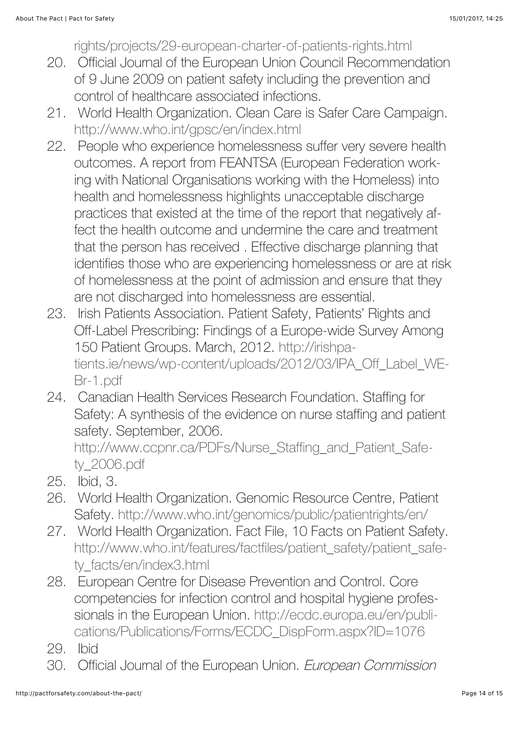rights/projects/29-european-charter-of-patients-rights.html

20. Official Journal of the European Union Council Recommendation of 9 June 2009 on patient safety including the prevention and control of healthcare associated infections.
21. World Health Organization. Clean Care is Safer Care Campaign. http://www.who.int/gpsc/en/index.html
22. People who experience homelessness suffer very severe health outcomes. A report from FEANTSA (European Federation working with National Organisations working with the Homeless) into health and homelessness highlights unacceptable discharge practices that existed at the time of the report that negatively affect the health outcome and undermine the care and treatment that the person has received . Effective discharge planning that identifies those who are experiencing homelessness or are at risk of homelessness at the point of admission and ensure that they are not discharged into homelessness are essential.
23. Irish Patients Association. Patient Safety, Patients' Rights and Off-Label Prescribing: Findings of a Europe-wide Survey Among 150 Patient Groups. March, 2012. http://irishpatients.ie/news/wp-content/uploads/2012/03/IPA_Off_Label_WEBr-1.pdf
24. Canadian Health Services Research Foundation. Staffing for Safety: A synthesis of the evidence on nurse staffing and patient safety. September, 2006. http://www.ccpnr.ca/PDFs/Nurse_Staffing_and_Patient_Safety_2006.pdf
25. Ibid, 3.
26. World Health Organization. Genomic Resource Centre, Patient Safety. http://www.who.int/genomics/public/patientrights/en/
27. World Health Organization. Fact File, 10 Facts on Patient Safety. http://www.who.int/features/factfiles/patient_safety/patient_safety_facts/en/index3.html
28. European Centre for Disease Prevention and Control. Core competencies for infection control and hospital hygiene professionals in the European Union. http://ecdc.europa.eu/en/publications/Publications/Forms/ECDC_DispForm.aspx?ID=1076
29. Ibid
30. Official Journal of the European Union. *European Commission*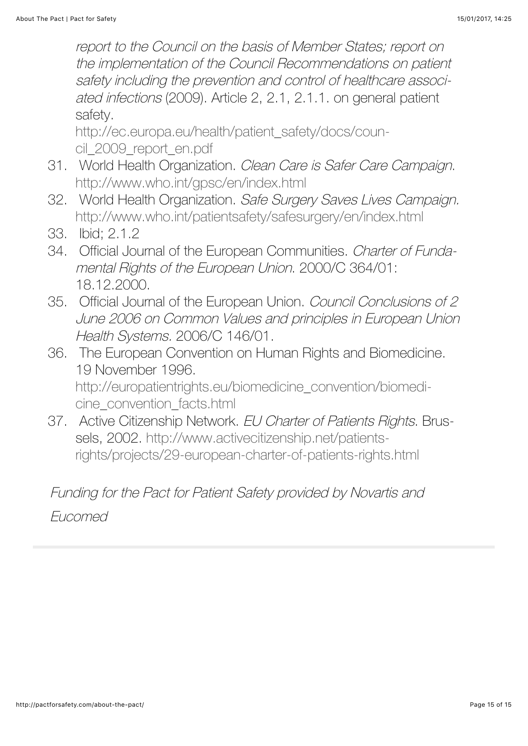*report to the Council on the basis of Member States; report on the implementation of the Council Recommendations on patient safety including the prevention and control of healthcare associated infections* (2009). Article 2, 2.1, 2.1.1. on general patient safety.
http://ec.europa.eu/health/patient_safety/docs/council_2009_report_en.pdf

31. World Health Organization. *Clean Care is Safer Care Campaign*. http://www.who.int/gpsc/en/index.html
32. World Health Organization. *Safe Surgery Saves Lives Campaign.* http://www.who.int/patientsafety/safesurgery/en/index.html
33. Ibid; 2.1.2
34. Official Journal of the European Communities. *Charter of Fundamental Rights of the European Union*. 2000/C 364/01: 18.12.2000.
35. Official Journal of the European Union. *Council Conclusions of 2 June 2006 on Common Values and principles in European Union Health Systems.* 2006/C 146/01.
36. The European Convention on Human Rights and Biomedicine. 19 November 1996.
http://europatientrights.eu/biomedicine_convention/biomedicine_convention_facts.html
37. Active Citizenship Network. *EU Charter of Patients Rights*. Brussels, 2002. http://www.activecitizenship.net/patients-rights/projects/29-european-charter-of-patients-rights.html

*Funding for the Pact for Patient Safety provided by Novartis and Eucomed*